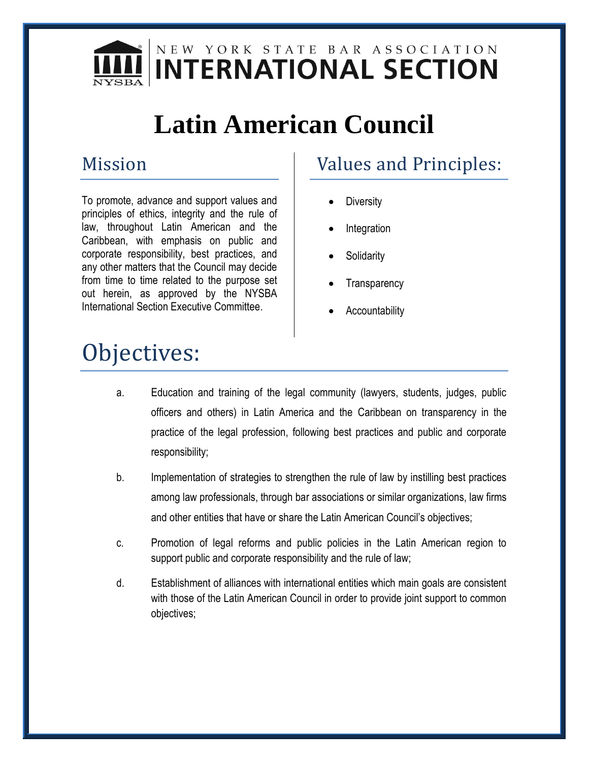NEW YORK STATE BAR ASSOCIATION
**INTERNATIONAL SECTION**

# Latin American Council

## Mission

To promote, advance and support values and principles of ethics, integrity and the rule of law, throughout Latin American and the Caribbean, with emphasis on public and corporate responsibility, best practices, and any other matters that the Council may decide from time to time related to the purpose set out herein, as approved by the NYSBA International Section Executive Committee.

## Values and Principles:

- Diversity
- Integration
- Solidarity
- Transparency
- Accountability

## Objectives:

a. Education and training of the legal community (lawyers, students, judges, public officers and others) in Latin America and the Caribbean on transparency in the practice of the legal profession, following best practices and public and corporate responsibility;

b. Implementation of strategies to strengthen the rule of law by instilling best practices among law professionals, through bar associations or similar organizations, law firms and other entities that have or share the Latin American Council's objectives;

c. Promotion of legal reforms and public policies in the Latin American region to support public and corporate responsibility and the rule of law;

d. Establishment of alliances with international entities which main goals are consistent with those of the Latin American Council in order to provide joint support to common objectives;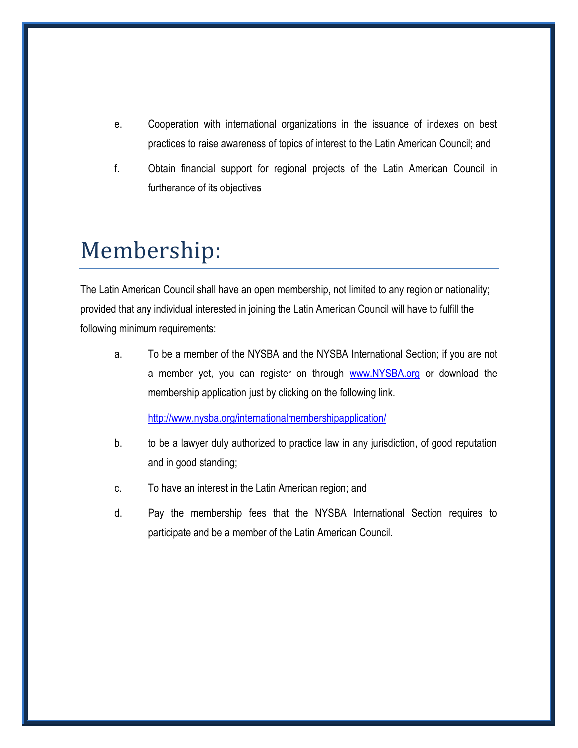e. Cooperation with international organizations in the issuance of indexes on best practices to raise awareness of topics of interest to the Latin American Council; and

f. Obtain financial support for regional projects of the Latin American Council in furtherance of its objectives

# Membership:

The Latin American Council shall have an open membership, not limited to any region or nationality; provided that any individual interested in joining the Latin American Council will have to fulfill the following minimum requirements:

a. To be a member of the NYSBA and the NYSBA International Section; if you are not a member yet, you can register on through [www.NYSBA.org](http://www.NYSBA.org) or download the membership application just by clicking on the following link.

   <http://www.nysba.org/internationalmembershipapplication/>

b. to be a lawyer duly authorized to practice law in any jurisdiction, of good reputation and in good standing;

c. To have an interest in the Latin American region; and

d. Pay the membership fees that the NYSBA International Section requires to participate and be a member of the Latin American Council.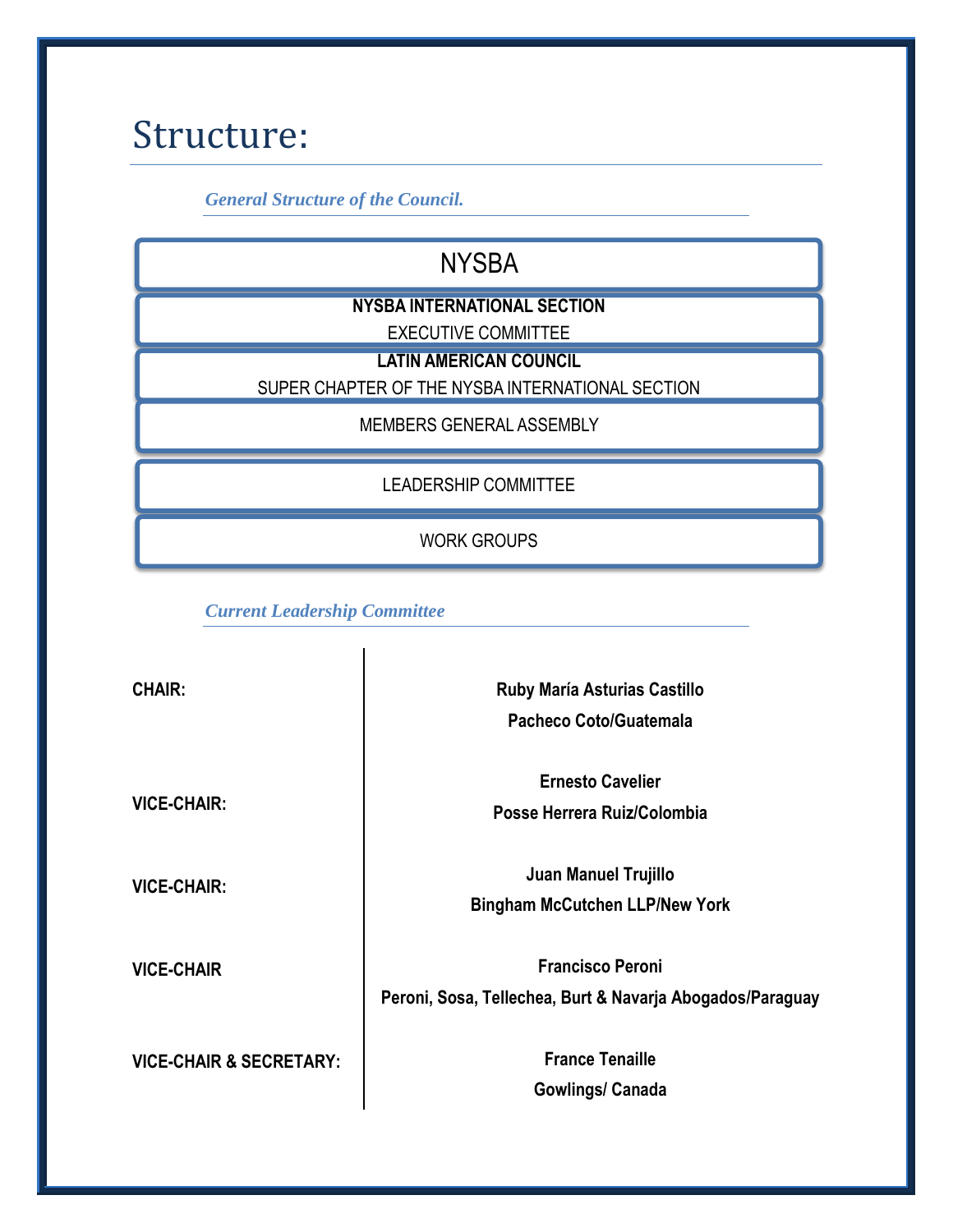# Structure:

### *General Structure of the Council.*

NYSBA

**NYSBA INTERNATIONAL SECTION**
EXECUTIVE COMMITTEE

**LATIN AMERICAN COUNCIL**
SUPER CHAPTER OF THE NYSBA INTERNATIONAL SECTION

MEMBERS GENERAL ASSEMBLY

LEADERSHIP COMMITTEE

WORK GROUPS

### *Current Leadership Committee*

| | |
|---|---|
| **CHAIR:** | **Ruby María Asturias Castillo**<br>**Pacheco Coto/Guatemala** |
| **VICE-CHAIR:** | **Ernesto Cavelier**<br>**Posse Herrera Ruiz/Colombia** |
| **VICE-CHAIR:** | **Juan Manuel Trujillo**<br>**Bingham McCutchen LLP/New York** |
| **VICE-CHAIR** | **Francisco Peroni**<br>**Peroni, Sosa, Tellechea, Burt & Navarja Abogados/Paraguay** |
| **VICE-CHAIR & SECRETARY:** | **France Tenaille**<br>**Gowlings/ Canada** |